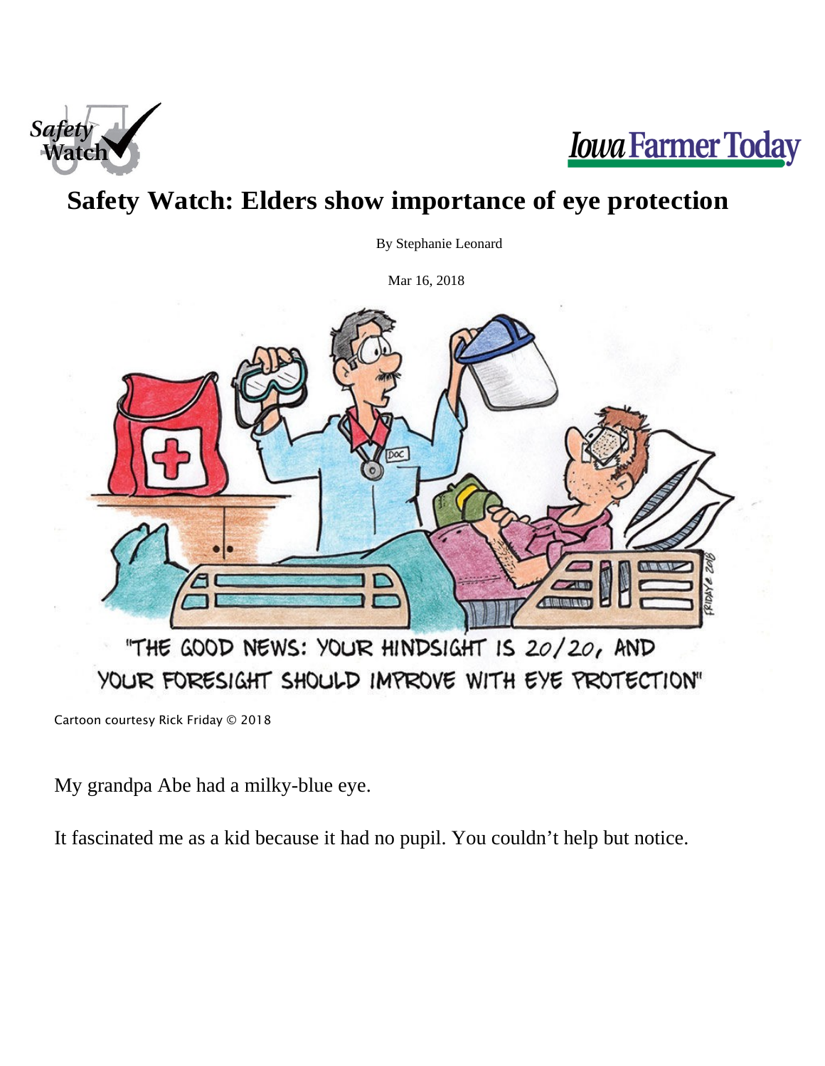# Safety Watch: Elders show importance of eye protection

By Stephanie Leonard

Mar 16, 2018

"THE GOOD NEWS: YOUR HINDSIGHT IS 20/20, AND YOUR FORESIGHT SHOULD IMPROVE WITH EYE PROTECTION"

Cartoon courtesy Rick Friday © 2018

My grandpa Abe had a milky-blue eye.

It fascinated me as a kid because it had no pupil. You couldn't help but notice.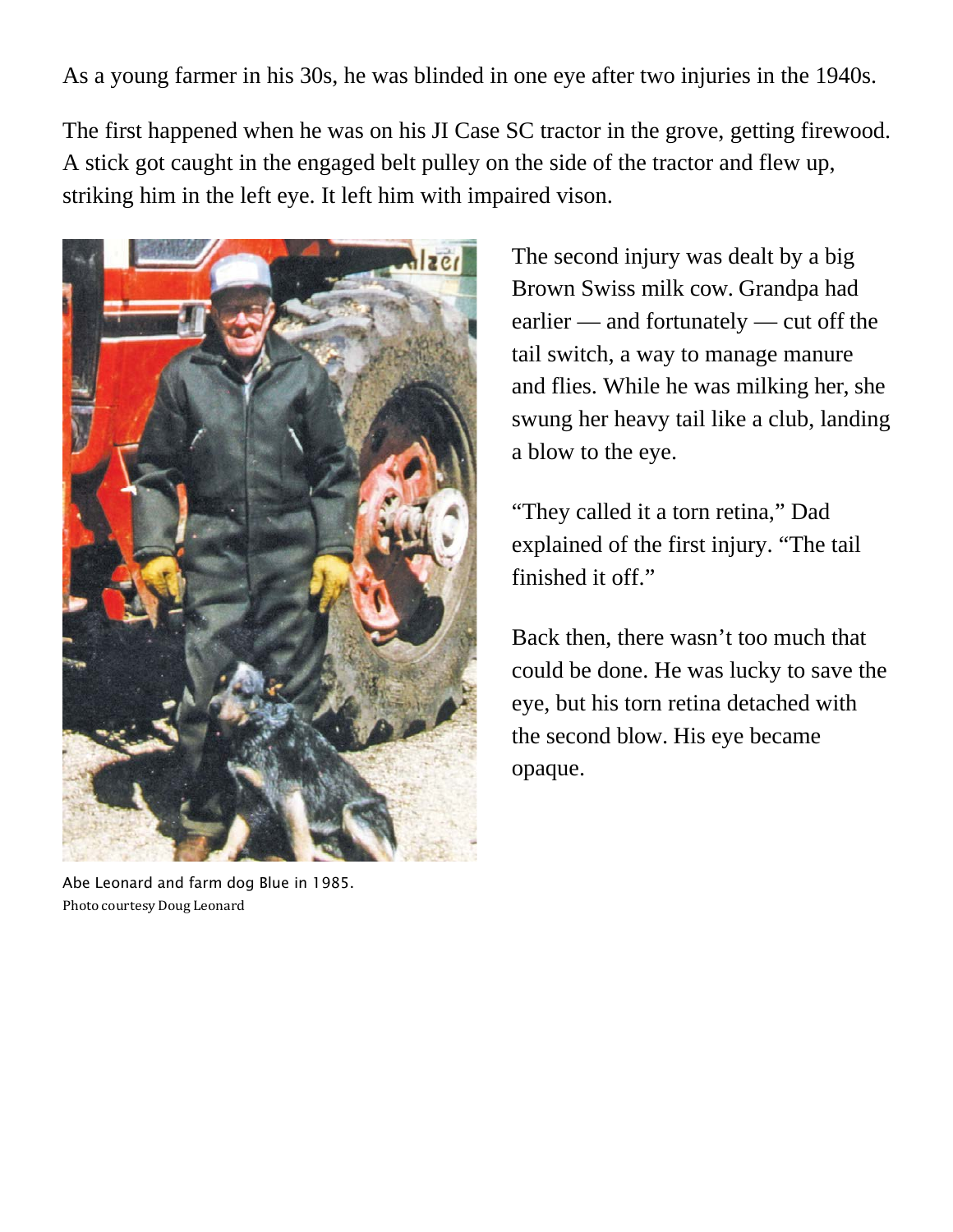As a young farmer in his 30s, he was blinded in one eye after two injuries in the 1940s.

The first happened when he was on his JI Case SC tractor in the grove, getting firewood. A stick got caught in the engaged belt pulley on the side of the tractor and flew up, striking him in the left eye. It left him with impaired vison.

Abe Leonard and farm dog Blue in 1985.
Photo courtesy Doug Leonard

The second injury was dealt by a big Brown Swiss milk cow. Grandpa had earlier — and fortunately — cut off the tail switch, a way to manage manure and flies. While he was milking her, she swung her heavy tail like a club, landing a blow to the eye.

"They called it a torn retina," Dad explained of the first injury. "The tail finished it off."

Back then, there wasn't too much that could be done. He was lucky to save the eye, but his torn retina detached with the second blow. His eye became opaque.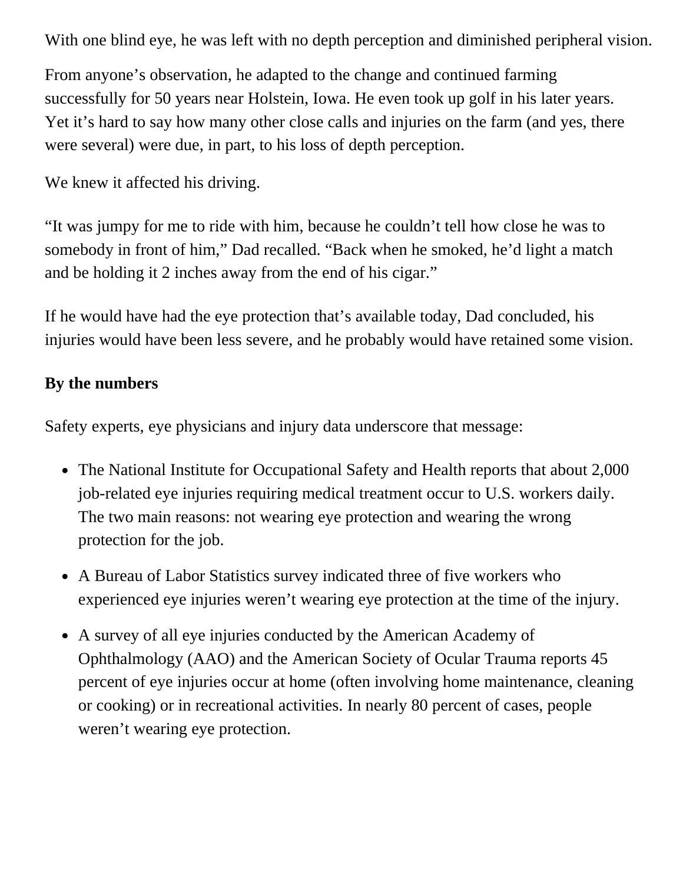With one blind eye, he was left with no depth perception and diminished peripheral vision.

From anyone's observation, he adapted to the change and continued farming successfully for 50 years near Holstein, Iowa. He even took up golf in his later years. Yet it's hard to say how many other close calls and injuries on the farm (and yes, there were several) were due, in part, to his loss of depth perception.

We knew it affected his driving.

"It was jumpy for me to ride with him, because he couldn't tell how close he was to somebody in front of him," Dad recalled. "Back when he smoked, he'd light a match and be holding it 2 inches away from the end of his cigar."

If he would have had the eye protection that's available today, Dad concluded, his injuries would have been less severe, and he probably would have retained some vision.

**By the numbers**

Safety experts, eye physicians and injury data underscore that message:

- The National Institute for Occupational Safety and Health reports that about 2,000 job-related eye injuries requiring medical treatment occur to U.S. workers daily. The two main reasons: not wearing eye protection and wearing the wrong protection for the job.
- A Bureau of Labor Statistics survey indicated three of five workers who experienced eye injuries weren't wearing eye protection at the time of the injury.
- A survey of all eye injuries conducted by the American Academy of Ophthalmology (AAO) and the American Society of Ocular Trauma reports 45 percent of eye injuries occur at home (often involving home maintenance, cleaning or cooking) or in recreational activities. In nearly 80 percent of cases, people weren't wearing eye protection.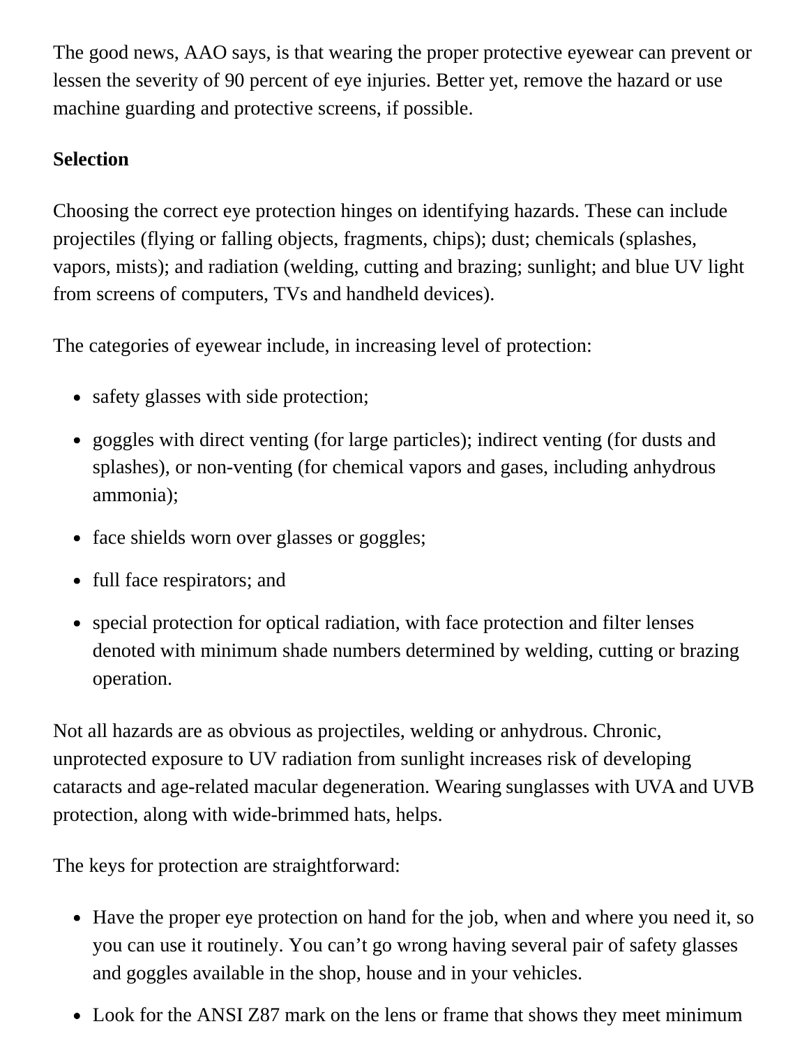The good news, AAO says, is that wearing the proper protective eyewear can prevent or lessen the severity of 90 percent of eye injuries. Better yet, remove the hazard or use machine guarding and protective screens, if possible.

**Selection**

Choosing the correct eye protection hinges on identifying hazards. These can include projectiles (flying or falling objects, fragments, chips); dust; chemicals (splashes, vapors, mists); and radiation (welding, cutting and brazing; sunlight; and blue UV light from screens of computers, TVs and handheld devices).

The categories of eyewear include, in increasing level of protection:

- safety glasses with side protection;
- goggles with direct venting (for large particles); indirect venting (for dusts and splashes), or non-venting (for chemical vapors and gases, including anhydrous ammonia);
- face shields worn over glasses or goggles;
- full face respirators; and
- special protection for optical radiation, with face protection and filter lenses denoted with minimum shade numbers determined by welding, cutting or brazing operation.

Not all hazards are as obvious as projectiles, welding or anhydrous. Chronic, unprotected exposure to UV radiation from sunlight increases risk of developing cataracts and age-related macular degeneration. Wearing sunglasses with UVA and UVB protection, along with wide-brimmed hats, helps.

The keys for protection are straightforward:

- Have the proper eye protection on hand for the job, when and where you need it, so you can use it routinely. You can't go wrong having several pair of safety glasses and goggles available in the shop, house and in your vehicles.
- Look for the ANSI Z87 mark on the lens or frame that shows they meet minimum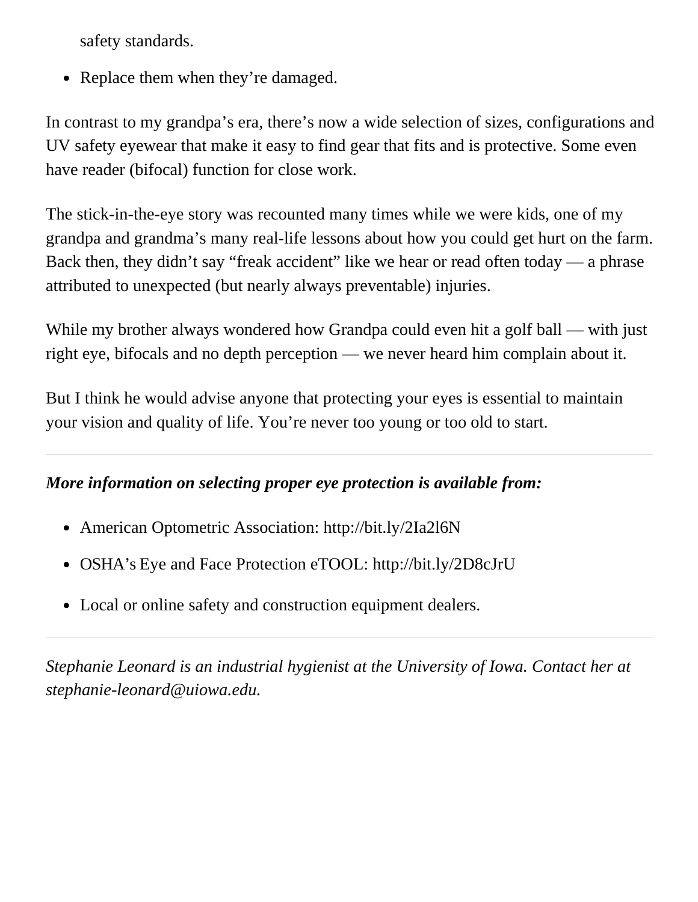safety standards.

- Replace them when they're damaged.

In contrast to my grandpa's era, there's now a wide selection of sizes, configurations and UV safety eyewear that make it easy to find gear that fits and is protective. Some even have reader (bifocal) function for close work.

The stick-in-the-eye story was recounted many times while we were kids, one of my grandpa and grandma's many real-life lessons about how you could get hurt on the farm. Back then, they didn't say "freak accident" like we hear or read often today — a phrase attributed to unexpected (but nearly always preventable) injuries.

While my brother always wondered how Grandpa could even hit a golf ball — with just right eye, bifocals and no depth perception — we never heard him complain about it.

But I think he would advise anyone that protecting your eyes is essential to maintain your vision and quality of life. You're never too young or too old to start.

---

***More information on selecting proper eye protection is available from:***

- American Optometric Association: http://bit.ly/2Ia2l6N
- OSHA's Eye and Face Protection eTOOL: http://bit.ly/2D8cJrU
- Local or online safety and construction equipment dealers.

---

*Stephanie Leonard is an industrial hygienist at the University of Iowa. Contact her at stephanie-leonard@uiowa.edu.*